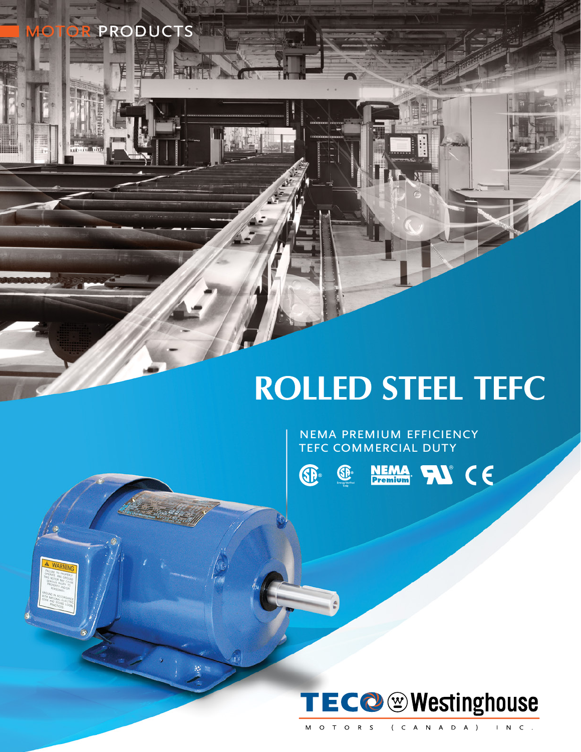MOTOR PRODUCTS

# ROLLED STEEL TEFC

NEMA PREMIUM EFFICIENCY
TEFC COMMERCIAL DUTY

TECO Westinghouse

MOTORS (CANADA) INC.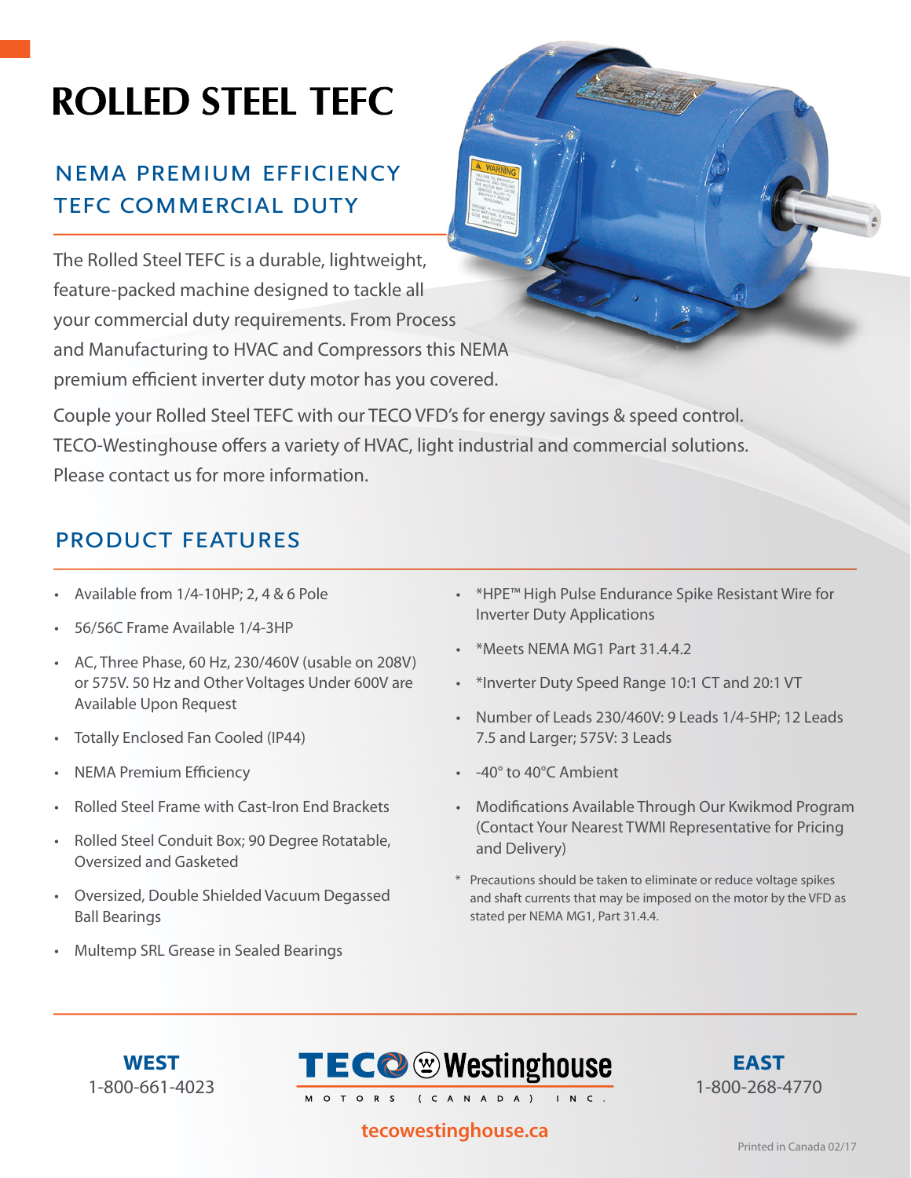# ROLLED STEEL TEFC

## NEMA PREMIUM EFFICIENCY TEFC COMMERCIAL DUTY

The Rolled Steel TEFC is a durable, lightweight, feature-packed machine designed to tackle all your commercial duty requirements. From Process and Manufacturing to HVAC and Compressors this NEMA premium efficient inverter duty motor has you covered.

Couple your Rolled Steel TEFC with our TECO VFD's for energy savings & speed control. TECO-Westinghouse offers a variety of HVAC, light industrial and commercial solutions. Please contact us for more information.

## PRODUCT FEATURES

- Available from 1/4-10HP; 2, 4 & 6 Pole
- 56/56C Frame Available 1/4-3HP
- AC, Three Phase, 60 Hz, 230/460V (usable on 208V) or 575V. 50 Hz and Other Voltages Under 600V are Available Upon Request
- Totally Enclosed Fan Cooled (IP44)
- NEMA Premium Efficiency
- Rolled Steel Frame with Cast-Iron End Brackets
- Rolled Steel Conduit Box; 90 Degree Rotatable, Oversized and Gasketed
- Oversized, Double Shielded Vacuum Degassed Ball Bearings
- Multemp SRL Grease in Sealed Bearings
- *HPE™ High Pulse Endurance Spike Resistant Wire for Inverter Duty Applications
- *Meets NEMA MG1 Part 31.4.4.2
- *Inverter Duty Speed Range 10:1 CT and 20:1 VT
- Number of Leads 230/460V: 9 Leads 1/4-5HP; 12 Leads 7.5 and Larger; 575V: 3 Leads
- -40° to 40°C Ambient
- Modifications Available Through Our Kwikmod Program (Contact Your Nearest TWMI Representative for Pricing and Delivery)

\* Precautions should be taken to eliminate or reduce voltage spikes and shaft currents that may be imposed on the motor by the VFD as stated per NEMA MG1, Part 31.4.4.

**WEST**
1-800-661-4023

TECO Westinghouse
MOTORS (CANADA) INC.

**EAST**
1-800-268-4770

tecowestinghouse.ca

Printed in Canada 02/17